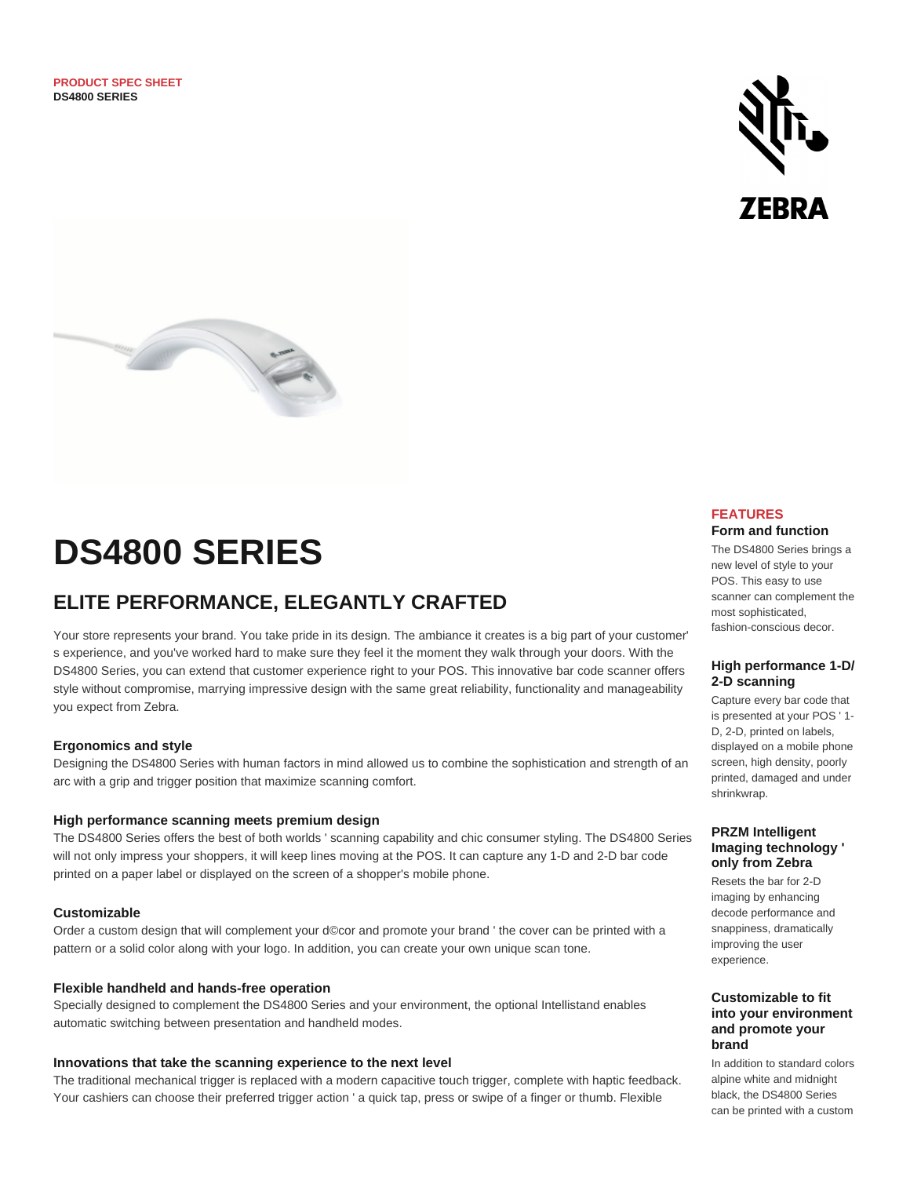PRODUCT SPEC SHEET
**DS4800 SERIES**

# DS4800 SERIES

## ELITE PERFORMANCE, ELEGANTLY CRAFTED

Your store represents your brand. You take pride in its design. The ambiance it creates is a big part of your customer' s experience, and you've worked hard to make sure they feel it the moment they walk through your doors. With the DS4800 Series, you can extend that customer experience right to your POS. This innovative bar code scanner offers style without compromise, marrying impressive design with the same great reliability, functionality and manageability you expect from Zebra.

### Ergonomics and style

Designing the DS4800 Series with human factors in mind allowed us to combine the sophistication and strength of an arc with a grip and trigger position that maximize scanning comfort.

### High performance scanning meets premium design

The DS4800 Series offers the best of both worlds ' scanning capability and chic consumer styling. The DS4800 Series will not only impress your shoppers, it will keep lines moving at the POS. It can capture any 1-D and 2-D bar code printed on a paper label or displayed on the screen of a shopper's mobile phone.

### Customizable

Order a custom design that will complement your d©cor and promote your brand ' the cover can be printed with a pattern or a solid color along with your logo. In addition, you can create your own unique scan tone.

### Flexible handheld and hands-free operation

Specially designed to complement the DS4800 Series and your environment, the optional Intellistand enables automatic switching between presentation and handheld modes.

### Innovations that take the scanning experience to the next level

The traditional mechanical trigger is replaced with a modern capacitive touch trigger, complete with haptic feedback. Your cashiers can choose their preferred trigger action ' a quick tap, press or swipe of a finger or thumb. Flexible

## FEATURES

### Form and function

The DS4800 Series brings a new level of style to your POS. This easy to use scanner can complement the most sophisticated, fashion-conscious decor.

### High performance 1-D/ 2-D scanning

Capture every bar code that is presented at your POS ' 1-D, 2-D, printed on labels, displayed on a mobile phone screen, high density, poorly printed, damaged and under shrinkwrap.

### PRZM Intelligent Imaging technology ' only from Zebra

Resets the bar for 2-D imaging by enhancing decode performance and snappiness, dramatically improving the user experience.

### Customizable to fit into your environment and promote your brand

In addition to standard colors alpine white and midnight black, the DS4800 Series can be printed with a custom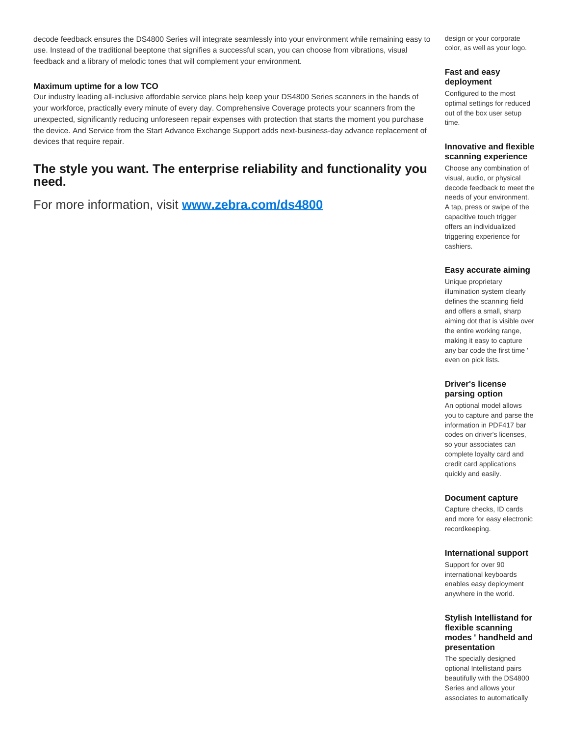decode feedback ensures the DS4800 Series will integrate seamlessly into your environment while remaining easy to use. Instead of the traditional beeptone that signifies a successful scan, you can choose from vibrations, visual feedback and a library of melodic tones that will complement your environment.

**Maximum uptime for a low TCO**

Our industry leading all-inclusive affordable service plans help keep your DS4800 Series scanners in the hands of your workforce, practically every minute of every day. Comprehensive Coverage protects your scanners from the unexpected, significantly reducing unforeseen repair expenses with protection that starts the moment you purchase the device. And Service from the Start Advance Exchange Support adds next-business-day advance replacement of devices that require repair.

## The style you want. The enterprise reliability and functionality you need.

For more information, visit **[www.zebra.com/ds4800](www.zebra.com/ds4800)**

design or your corporate color, as well as your logo.

**Fast and easy deployment**

Configured to the most optimal settings for reduced out of the box user setup time.

**Innovative and flexible scanning experience**

Choose any combination of visual, audio, or physical decode feedback to meet the needs of your environment. A tap, press or swipe of the capacitive touch trigger offers an individualized triggering experience for cashiers.

**Easy accurate aiming**

Unique proprietary illumination system clearly defines the scanning field and offers a small, sharp aiming dot that is visible over the entire working range, making it easy to capture any bar code the first time ' even on pick lists.

**Driver's license parsing option**

An optional model allows you to capture and parse the information in PDF417 bar codes on driver's licenses, so your associates can complete loyalty card and credit card applications quickly and easily.

**Document capture**

Capture checks, ID cards and more for easy electronic recordkeeping.

**International support**

Support for over 90 international keyboards enables easy deployment anywhere in the world.

**Stylish Intellistand for flexible scanning modes ' handheld and presentation**

The specially designed optional Intellistand pairs beautifully with the DS4800 Series and allows your associates to automatically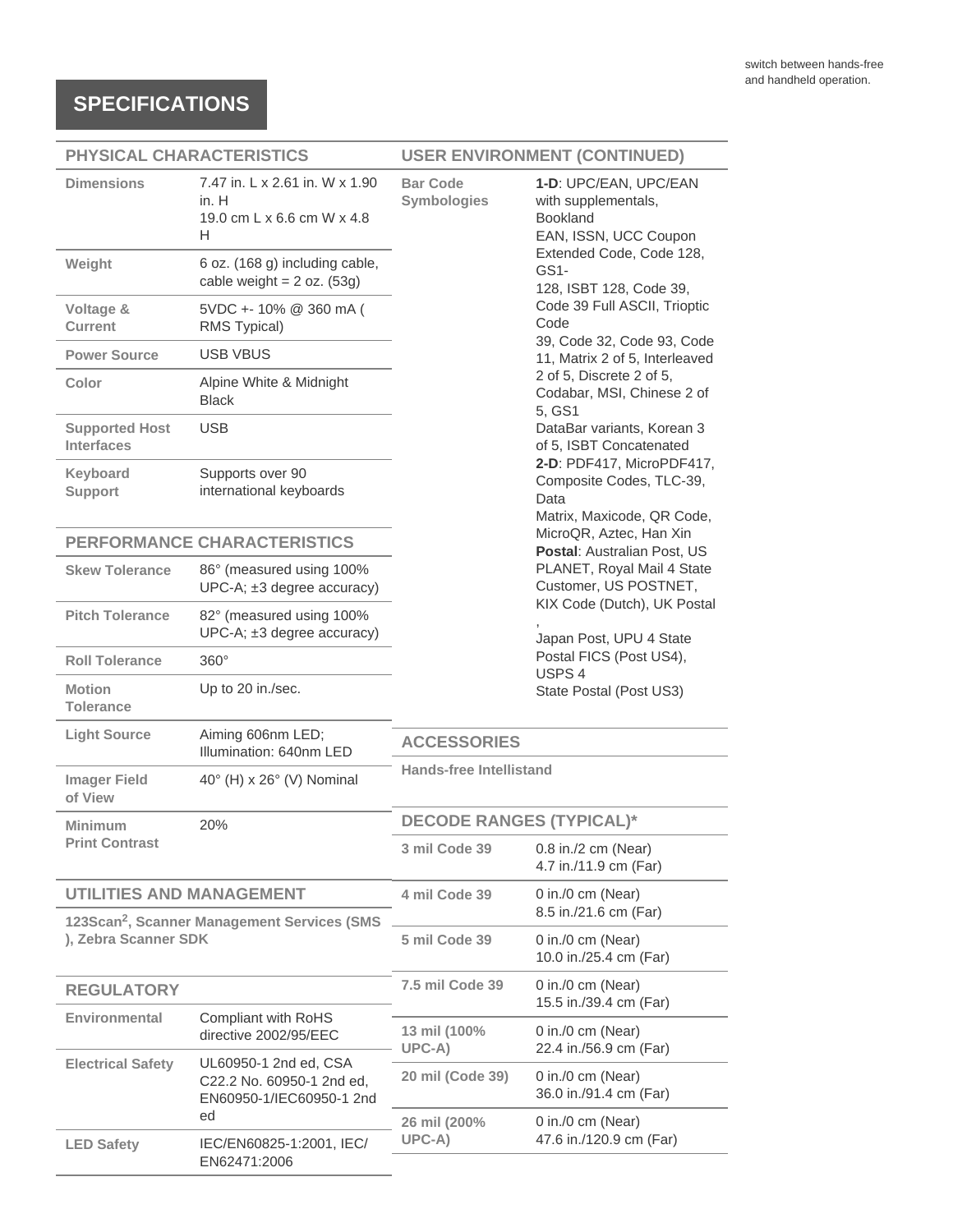switch between hands-free and handheld operation.

## SPECIFICATIONS

### PHYSICAL CHARACTERISTICS

| | |
|---|---|
| Dimensions | 7.47 in. L x 2.61 in. W x 1.90 in. H<br>19.0 cm L x 6.6 cm W x 4.8 H |
| Weight | 6 oz. (168 g) including cable, cable weight = 2 oz. (53g) |
| Voltage & Current | 5VDC +- 10% @ 360 mA ( RMS Typical) |
| Power Source | USB VBUS |
| Color | Alpine White & Midnight Black |
| Supported Host Interfaces | USB |
| Keyboard Support | Supports over 90 international keyboards |

### PERFORMANCE CHARACTERISTICS

| | |
|---|---|
| Skew Tolerance | 86° (measured using 100% UPC-A; ±3 degree accuracy) |
| Pitch Tolerance | 82° (measured using 100% UPC-A; ±3 degree accuracy) |
| Roll Tolerance | 360° |
| Motion Tolerance | Up to 20 in./sec. |
| Light Source | Aiming 606nm LED; Illumination: 640nm LED |
| Imager Field of View | 40° (H) x 26° (V) Nominal |
| Minimum Print Contrast | 20% |

### UTILITIES AND MANAGEMENT

**123Scan², Scanner Management Services (SMS ), Zebra Scanner SDK**

### REGULATORY

| | |
|---|---|
| Environmental | Compliant with RoHS directive 2002/95/EEC |
| Electrical Safety | UL60950-1 2nd ed, CSA C22.2 No. 60950-1 2nd ed, EN60950-1/IEC60950-1 2nd ed |
| LED Safety | IEC/EN60825-1:2001, IEC/ EN62471:2006 |

### USER ENVIRONMENT (CONTINUED)

| | |
|---|---|
| Bar Code Symbologies | **1-D**: UPC/EAN, UPC/EAN with supplementals, Bookland EAN, ISSN, UCC Coupon Extended Code, Code 128, GS1-128, ISBT 128, Code 39, Code 39 Full ASCII, Trioptic Code 39, Code 32, Code 93, Code 11, Matrix 2 of 5, Interleaved 2 of 5, Discrete 2 of 5, Codabar, MSI, Chinese 2 of 5, GS1 DataBar variants, Korean 3 of 5, ISBT Concatenated<br>**2-D**: PDF417, MicroPDF417, Composite Codes, TLC-39, Data Matrix, Maxicode, QR Code, MicroQR, Aztec, Han Xin<br>**Postal**: Australian Post, US PLANET, Royal Mail 4 State Customer, US POSTNET, KIX Code (Dutch), UK Postal , Japan Post, UPU 4 State Postal FICS (Post US4), USPS 4 State Postal (Post US3) |

### ACCESSORIES

**Hands-free Intellistand**

### DECODE RANGES (TYPICAL)*

| | |
|---|---|
| 3 mil Code 39 | 0.8 in./2 cm (Near)<br>4.7 in./11.9 cm (Far) |
| 4 mil Code 39 | 0 in./0 cm (Near)<br>8.5 in./21.6 cm (Far) |
| 5 mil Code 39 | 0 in./0 cm (Near)<br>10.0 in./25.4 cm (Far) |
| 7.5 mil Code 39 | 0 in./0 cm (Near)<br>15.5 in./39.4 cm (Far) |
| 13 mil (100% UPC-A) | 0 in./0 cm (Near)<br>22.4 in./56.9 cm (Far) |
| 20 mil (Code 39) | 0 in./0 cm (Near)<br>36.0 in./91.4 cm (Far) |
| 26 mil (200% UPC-A) | 0 in./0 cm (Near)<br>47.6 in./120.9 cm (Far) |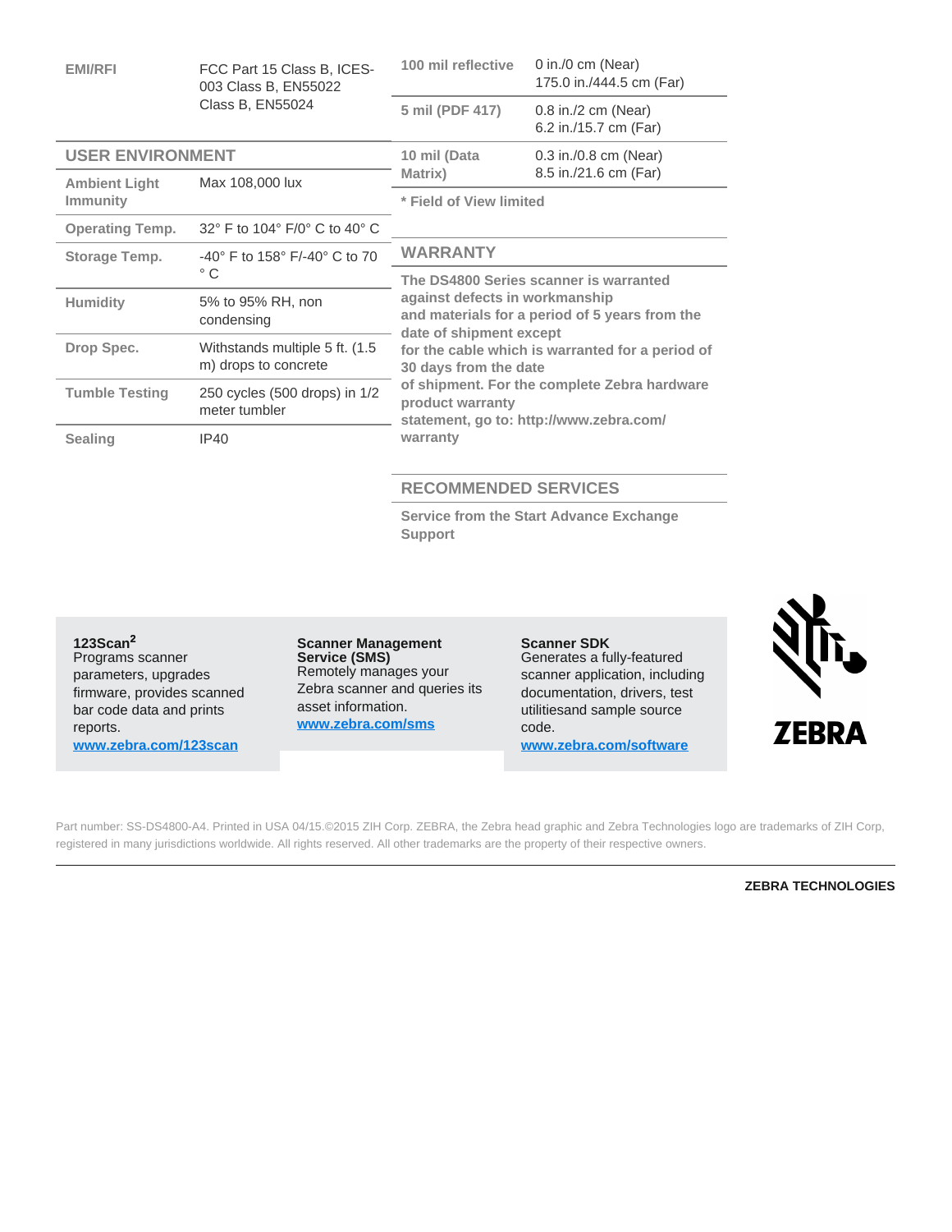| | |
|---|---|
| EMI/RFI | FCC Part 15 Class B, ICES-003 Class B, EN55022 Class B, EN55024 |

## USER ENVIRONMENT

| | |
|---|---|
| Ambient Light Immunity | Max 108,000 lux |
| Operating Temp. | 32° F to 104° F/0° C to 40° C |
| Storage Temp. | -40° F to 158° F/-40° C to 70 ° C |
| Humidity | 5% to 95% RH, non condensing |
| Drop Spec. | Withstands multiple 5 ft. (1.5 m) drops to concrete |
| Tumble Testing | 250 cycles (500 drops) in 1/2 meter tumbler |
| Sealing | IP40 |

| | |
|---|---|
| 100 mil reflective | 0 in./0 cm (Near) 175.0 in./444.5 cm (Far) |
| 5 mil (PDF 417) | 0.8 in./2 cm (Near) 6.2 in./15.7 cm (Far) |
| 10 mil (Data Matrix) | 0.3 in./0.8 cm (Near) 8.5 in./21.6 cm (Far) |

* Field of View limited

## WARRANTY

The DS4800 Series scanner is warranted against defects in workmanship and materials for a period of 5 years from the date of shipment except for the cable which is warranted for a period of 30 days from the date of shipment. For the complete Zebra hardware product warranty statement, go to: http://www.zebra.com/warranty

## RECOMMENDED SERVICES

Service from the Start Advance Exchange Support

**123Scan[2]**
Programs scanner parameters, upgrades firmware, provides scanned bar code data and prints reports.
www.zebra.com/123scan

**Scanner Management Service (SMS)**
Remotely manages your Zebra scanner and queries its asset information.
www.zebra.com/sms

**Scanner SDK**
Generates a fully-featured scanner application, including documentation, drivers, test utilitiesand sample source code.
www.zebra.com/software

ZEBRA

Part number: SS-DS4800-A4. Printed in USA 04/15.©2015 ZIH Corp. ZEBRA, the Zebra head graphic and Zebra Technologies logo are trademarks of ZIH Corp, registered in many jurisdictions worldwide. All rights reserved. All other trademarks are the property of their respective owners.

ZEBRA TECHNOLOGIES